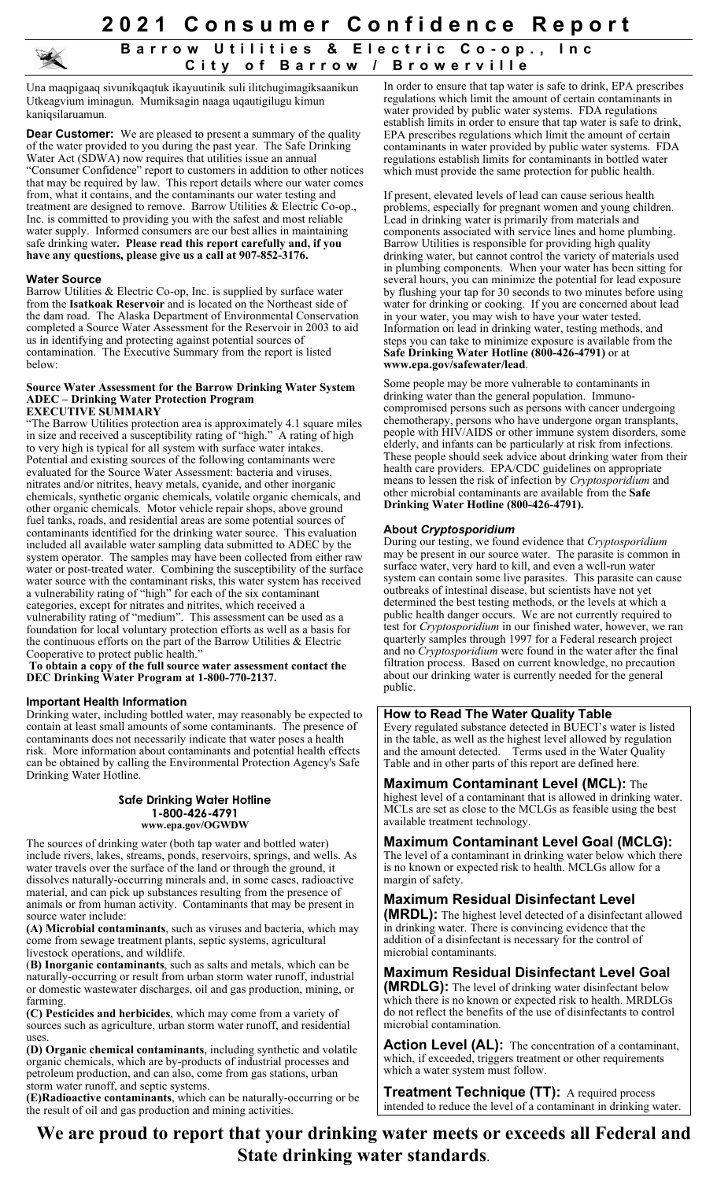# 2021 Consumer Confidence Report

## Barrow Utilities & Electric Co-op., Inc
## City of Barrow / Browerville

Una maqpigaaq sivunikqaqtuk ikayuutinik suli ilitchugimagiksaanikun Utkeagvium iminagun. Mumiksagin naaga uqautigilugu kimun kaniqsilaruamun.

**Dear Customer:** We are pleased to present a summary of the quality of the water provided to you during the past year. The Safe Drinking Water Act (SDWA) now requires that utilities issue an annual "Consumer Confidence" report to customers in addition to other notices that may be required by law. This report details where our water comes from, what it contains, and the contaminants our water testing and treatment are designed to remove. Barrow Utilities & Electric Co-op., Inc. is committed to providing you with the safest and most reliable water supply. Informed consumers are our best allies in maintaining safe drinking water**. Please read this report carefully and, if you have any questions, please give us a call at 907-852-3176.**

### Water Source

Barrow Utilities & Electric Co-op, Inc. is supplied by surface water from the **Isatkoak Reservoir** and is located on the Northeast side of the dam road. The Alaska Department of Environmental Conservation completed a Source Water Assessment for the Reservoir in 2003 to aid us in identifying and protecting against potential sources of contamination. The Executive Summary from the report is listed below:

**Source Water Assessment for the Barrow Drinking Water System ADEC – Drinking Water Protection Program EXECUTIVE SUMMARY**

"The Barrow Utilities protection area is approximately 4.1 square miles in size and received a susceptibility rating of "high." A rating of high to very high is typical for all system with surface water intakes. Potential and existing sources of the following contaminants were evaluated for the Source Water Assessment: bacteria and viruses, nitrates and/or nitrites, heavy metals, cyanide, and other inorganic chemicals, synthetic organic chemicals, volatile organic chemicals, and other organic chemicals. Motor vehicle repair shops, above ground fuel tanks, roads, and residential areas are some potential sources of contaminants identified for the drinking water source. This evaluation included all available water sampling data submitted to ADEC by the system operator. The samples may have been collected from either raw water or post-treated water. Combining the susceptibility of the surface water source with the contaminant risks, this water system has received a vulnerability rating of "high" for each of the six contaminant categories, except for nitrates and nitrites, which received a vulnerability rating of "medium". This assessment can be used as a foundation for local voluntary protection efforts as well as a basis for the continuous efforts on the part of the Barrow Utilities & Electric Cooperative to protect public health."

**To obtain a copy of the full source water assessment contact the DEC Drinking Water Program at 1-800-770-2137.**

### Important Health Information

Drinking water, including bottled water, may reasonably be expected to contain at least small amounts of some contaminants. The presence of contaminants does not necessarily indicate that water poses a health risk. More information about contaminants and potential health effects can be obtained by calling the Environmental Protection Agency's Safe Drinking Water Hotline.

**Safe Drinking Water Hotline**
**1-800-426-4791**
**www.epa.gov/OGWDW**

The sources of drinking water (both tap water and bottled water) include rivers, lakes, streams, ponds, reservoirs, springs, and wells. As water travels over the surface of the land or through the ground, it dissolves naturally-occurring minerals and, in some cases, radioactive material, and can pick up substances resulting from the presence of animals or from human activity. Contaminants that may be present in source water include:

**(A) Microbial contaminants**, such as viruses and bacteria, which may come from sewage treatment plants, septic systems, agricultural livestock operations, and wildlife.

(**B) Inorganic contaminants**, such as salts and metals, which can be naturally-occurring or result from urban storm water runoff, industrial or domestic wastewater discharges, oil and gas production, mining, or farming.

**(C) Pesticides and herbicides**, which may come from a variety of sources such as agriculture, urban storm water runoff, and residential uses.

**(D) Organic chemical contaminants**, including synthetic and volatile organic chemicals, which are by-products of industrial processes and petroleum production, and can also, come from gas stations, urban storm water runoff, and septic systems.

**(E)Radioactive contaminants**, which can be naturally-occurring or be the result of oil and gas production and mining activities.

In order to ensure that tap water is safe to drink, EPA prescribes regulations which limit the amount of certain contaminants in water provided by public water systems. FDA regulations establish limits in order to ensure that tap water is safe to drink, EPA prescribes regulations which limit the amount of certain contaminants in water provided by public water systems. FDA regulations establish limits for contaminants in bottled water which must provide the same protection for public health.

If present, elevated levels of lead can cause serious health problems, especially for pregnant women and young children. Lead in drinking water is primarily from materials and components associated with service lines and home plumbing. Barrow Utilities is responsible for providing high quality drinking water, but cannot control the variety of materials used in plumbing components. When your water has been sitting for several hours, you can minimize the potential for lead exposure by flushing your tap for 30 seconds to two minutes before using water for drinking or cooking. If you are concerned about lead in your water, you may wish to have your water tested. Information on lead in drinking water, testing methods, and steps you can take to minimize exposure is available from the **Safe Drinking Water Hotline (800-426-4791)** or at **www.epa.gov/safewater/lead**.

Some people may be more vulnerable to contaminants in drinking water than the general population. Immuno-compromised persons such as persons with cancer undergoing chemotherapy, persons who have undergone organ transplants, people with HIV/AIDS or other immune system disorders, some elderly, and infants can be particularly at risk from infections. These people should seek advice about drinking water from their health care providers. EPA/CDC guidelines on appropriate means to lessen the risk of infection by *Cryptosporidium* and other microbial contaminants are available from the **Safe Drinking Water Hotline (800-426-4791).**

### About *Cryptosporidium*

During our testing, we found evidence that *Cryptosporidium* may be present in our source water. The parasite is common in surface water, very hard to kill, and even a well-run water system can contain some live parasites. This parasite can cause outbreaks of intestinal disease, but scientists have not yet determined the best testing methods, or the levels at which a public health danger occurs. We are not currently required to test for *Cryptosporidium* in our finished water, however, we ran quarterly samples through 1997 for a Federal research project and no *Cryptosporidium* were found in the water after the final filtration process. Based on current knowledge, no precaution about our drinking water is currently needed for the general public.

### How to Read The Water Quality Table

Every regulated substance detected in BUECI's water is listed in the table, as well as the highest level allowed by regulation and the amount detected. Terms used in the Water Quality Table and in other parts of this report are defined here.

**Maximum Contaminant Level (MCL):** The highest level of a contaminant that is allowed in drinking water. MCLs are set as close to the MCLGs as feasible using the best available treatment technology.

**Maximum Contaminant Level Goal (MCLG):** The level of a contaminant in drinking water below which there is no known or expected risk to health. MCLGs allow for a margin of safety.

**Maximum Residual Disinfectant Level (MRDL):** The highest level detected of a disinfectant allowed in drinking water. There is convincing evidence that the addition of a disinfectant is necessary for the control of microbial contaminants.

**Maximum Residual Disinfectant Level Goal (MRDLG):** The level of drinking water disinfectant below which there is no known or expected risk to health. MRDLGs do not reflect the benefits of the use of disinfectants to control microbial contamination.

**Action Level (AL):** The concentration of a contaminant, which, if exceeded, triggers treatment or other requirements which a water system must follow.

**Treatment Technique (TT):** A required process intended to reduce the level of a contaminant in drinking water.

**We are proud to report that your drinking water meets or exceeds all Federal and State drinking water standards**.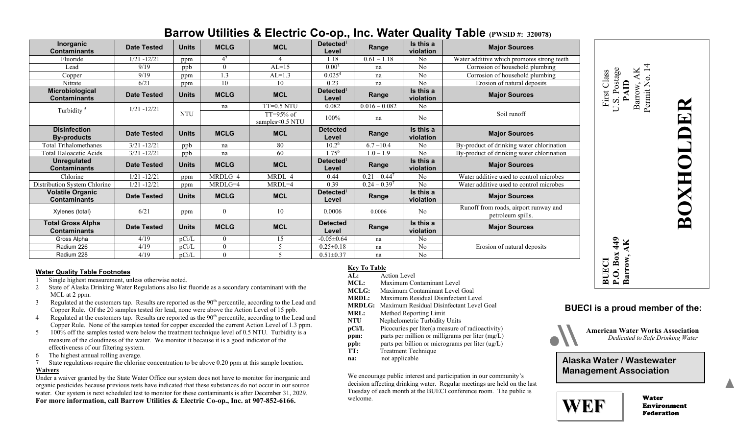# Barrow Utilities & Electric Co-op., Inc. Water Quality Table (PWSID #: 320078)

| Inorganic Contaminants | Date Tested | Units | MCLG | MCL | Detected[1] Level | Range | Is this a violation | Major Sources |
|---|---|---|---|---|---|---|---|---|
| Fluoride | 1/21 -12/21 | ppm | 4[2] | 4 | 1.18 | 0.61 – 1.18 | No | Water additive which promotes strong teeth |
| Lead | 9/19 | ppb | 0 | AL=15 | 0.00[3] | na | No | Corrosion of household plumbing |
| Copper | 9/19 | ppm | 1.3 | AL=1.3 | 0.025[4] | na | No | Corrosion of household plumbing |
| Nitrate | 6/21 | ppm | 10 | 10 | 0.23 | na | No | Erosion of natural deposits |
| **Microbiological Contaminants** | **Date Tested** | **Units** | **MCLG** | **MCL** | **Detected[1] Level** | **Range** | **Is this a violation** | **Major Sources** |
| Turbidity [5] | 1/21 -12/21 | NTU | na | TT=0.5 NTU | 0.082 | 0.016 – 0.082 | No | Soil runoff |
| | | | | TT=95% of samples<0.5 NTU | 100% | na | No | |
| **Disinfection By-products** | **Date Tested** | **Units** | **MCLG** | **MCL** | **Detected Level** | **Range** | **Is this a violation** | **Major Sources** |
| Total Trihalomethanes | 3/21 -12/21 | ppb | na | 80 | 10.2[6] | 6.7 –10.4 | No | By-product of drinking water chlorination |
| Total Haloacetic Acids | 3/21 -12/21 | ppb | na | 60 | 1.75[6] | 1.0 – 1.9 | No | By-product of drinking water chlorination |
| **Unregulated Contaminants** | **Date Tested** | **Units** | **MCLG** | **MCL** | **Detected[1] Level** | **Range** | **Is this a violation** | **Major Sources** |
| Chlorine | 1/21 -12/21 | ppm | MRDLG=4 | MRDL=4 | 0.44 | 0.21 – 0.44[7] | No | Water additive used to control microbes |
| Distribution System Chlorine | 1/21 -12/21 | ppm | MRDLG=4 | MRDL=4 | 0.39 | 0.24 – 0.39[7] | No | Water additive used to control microbes |
| **Volatile Organic Contaminants** | **Date Tested** | **Units** | **MCLG** | **MCL** | **Detected[1] Level** | **Range** | **Is this a violation** | **Major Sources** |
| Xylenes (total) | 6/21 | ppm | 0 | 10 | 0.0006 | 0.0006 | No | Runoff from roads, airport runway and petroleum spills. |
| **Total Gross Alpha Contaminants** | **Date Tested** | **Units** | **MCLG** | **MCL** | **Detected Level** | **Range** | **Is this a violation** | **Major Sources** |
| Gross Alpha | 4/19 | pCi/L | 0 | 15 | -0.05±0.64 | na | No | Erosion of natural deposits |
| Radium 226 | 4/19 | pCi/L | 0 | 5 | 0.25±0.18 | na | No | |
| Radium 228 | 4/19 | pCi/L | 0 | 5 | 0.51±0.37 | na | No | |

### Water Quality Table Footnotes

1. Single highest measurement, unless otherwise noted.
2. State of Alaska Drinking Water Regulations also list fluoride as a secondary contaminant with the MCL at 2 ppm.
3. Regulated at the customers tap. Results are reported as the 90th percentile, according to the Lead and Copper Rule. Of the 20 samples tested for lead, none were above the Action Level of 15 ppb.
4. Regulated at the customers tap. Results are reported as the 90th percentile, according to the Lead and Copper Rule. None of the samples tested for copper exceeded the current Action Level of 1.3 ppm.
5. 100% off the samples tested were below the treatment technique level of 0.5 NTU. Turbidity is a measure of the cloudiness of the water. We monitor it because it is a good indicator of the effectiveness of our filtering system.
6. The highest annual rolling average.
7. State regulations require the chlorine concentration to be above 0.20 ppm at this sample location.

**Waivers**

Under a waiver granted by the State Water Office our system does not have to monitor for inorganic and organic pesticides because previous tests have indicated that these substances do not occur in our source water. Our system is next scheduled test to monitor for these contaminants is after December 31, 2029.

**For more information, call Barrow Utilities & Electric Co-op., Inc. at 907-852-6166.**

### Key To Table

- **AL:** Action Level
- **MCL:** Maximum Contaminant Level
- **MCLG:** Maximum Contaminant Level Goal
- **MRDL:** Maximum Residual Disinfectant Level
- **MRDLG:** Maximum Residual Disinfectant Level Goal
- **MRL:** Method Reporting Limit
- **NTU** Nephelometric Turbidity Units
- **pCi/L** Picocuries per liter(a measure of radioactivity)
- **ppm:** parts per million or milligrams per liter (mg/L)
- **ppb:** parts per billion or micrograms per liter (ug/L)
- **TT:** Treatment Technique
- **na:** not applicable

We encourage public interest and participation in our community's decision affecting drinking water. Regular meetings are held on the last Tuesday of each month at the BUECI conference room. The public is welcome.

First Class
U.S. Postage
**PAID**
Barrow, AK
Permit No. 14

**BOXHOLDER**

**BUECI**
**P.O. Box 449**
**Barrow, AK**

### BUECI is a proud member of the:

**American Water Works Association**
*Dedicated to Safe Drinking Water*

**Alaska Water / Wastewater Management Association**

**WEF**
**Water Environment Federation**